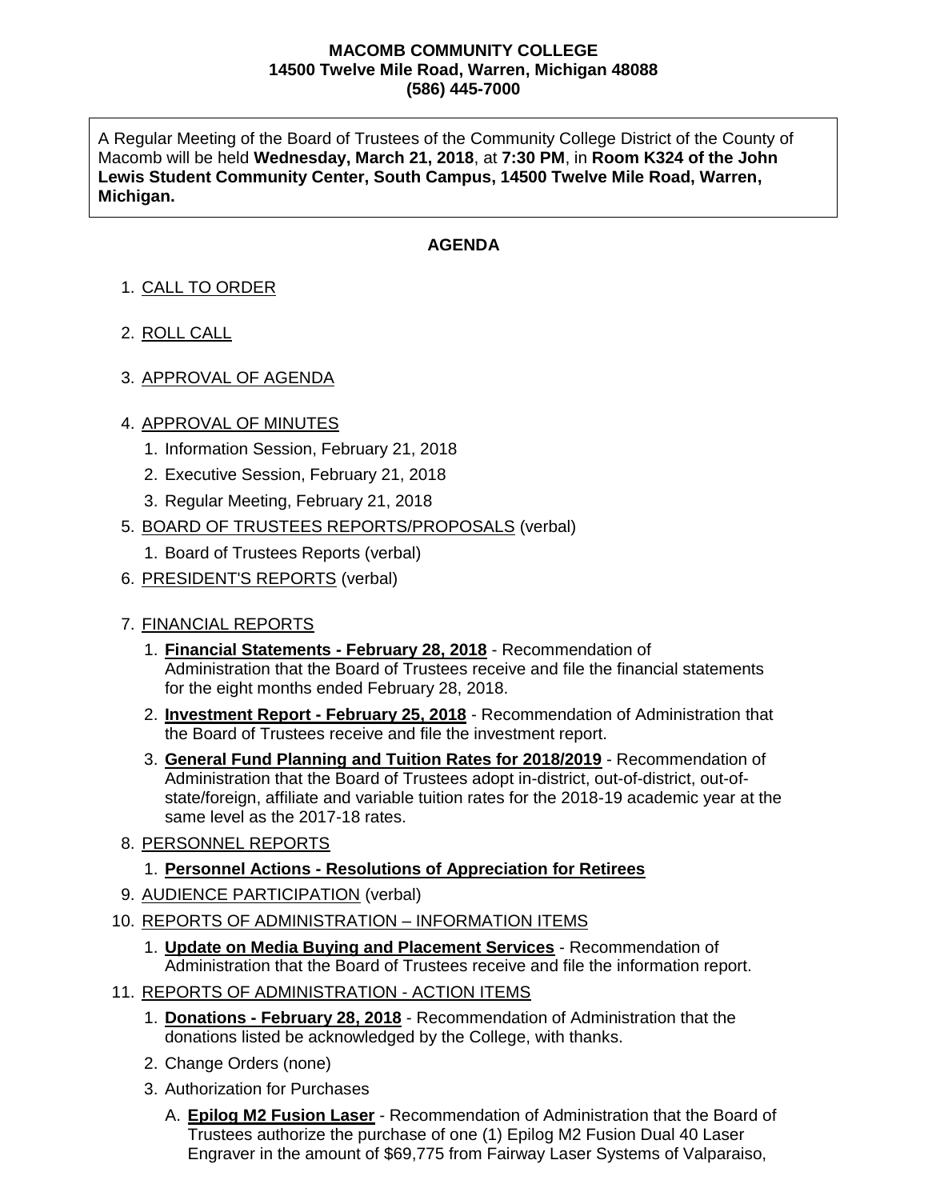**MACOMB COMMUNITY COLLEGE**
**14500 Twelve Mile Road, Warren, Michigan 48088**
**(586) 445-7000**

A Regular Meeting of the Board of Trustees of the Community College District of the County of Macomb will be held **Wednesday, March 21, 2018**, at **7:30 PM**, in **Room K324 of the John Lewis Student Community Center, South Campus, 14500 Twelve Mile Road, Warren, Michigan.**

## AGENDA

1. CALL TO ORDER
2. ROLL CALL
3. APPROVAL OF AGENDA
4. APPROVAL OF MINUTES
    1. Information Session, February 21, 2018
    2. Executive Session, February 21, 2018
    3. Regular Meeting, February 21, 2018
5. BOARD OF TRUSTEES REPORTS/PROPOSALS (verbal)
    1. Board of Trustees Reports (verbal)
6. PRESIDENT'S REPORTS (verbal)
7. FINANCIAL REPORTS
    1. **Financial Statements - February 28, 2018** - Recommendation of Administration that the Board of Trustees receive and file the financial statements for the eight months ended February 28, 2018.
    2. **Investment Report - February 25, 2018** - Recommendation of Administration that the Board of Trustees receive and file the investment report.
    3. **General Fund Planning and Tuition Rates for 2018/2019** - Recommendation of Administration that the Board of Trustees adopt in-district, out-of-district, out-of-state/foreign, affiliate and variable tuition rates for the 2018-19 academic year at the same level as the 2017-18 rates.
8. PERSONNEL REPORTS
    1. **Personnel Actions - Resolutions of Appreciation for Retirees**
9. AUDIENCE PARTICIPATION (verbal)
10. REPORTS OF ADMINISTRATION – INFORMATION ITEMS
    1. **Update on Media Buying and Placement Services** - Recommendation of Administration that the Board of Trustees receive and file the information report.
11. REPORTS OF ADMINISTRATION - ACTION ITEMS
    1. **Donations - February 28, 2018** - Recommendation of Administration that the donations listed be acknowledged by the College, with thanks.
    2. Change Orders (none)
    3. Authorization for Purchases
        - A. **Epilog M2 Fusion Laser** - Recommendation of Administration that the Board of Trustees authorize the purchase of one (1) Epilog M2 Fusion Dual 40 Laser Engraver in the amount of $69,775 from Fairway Laser Systems of Valparaiso,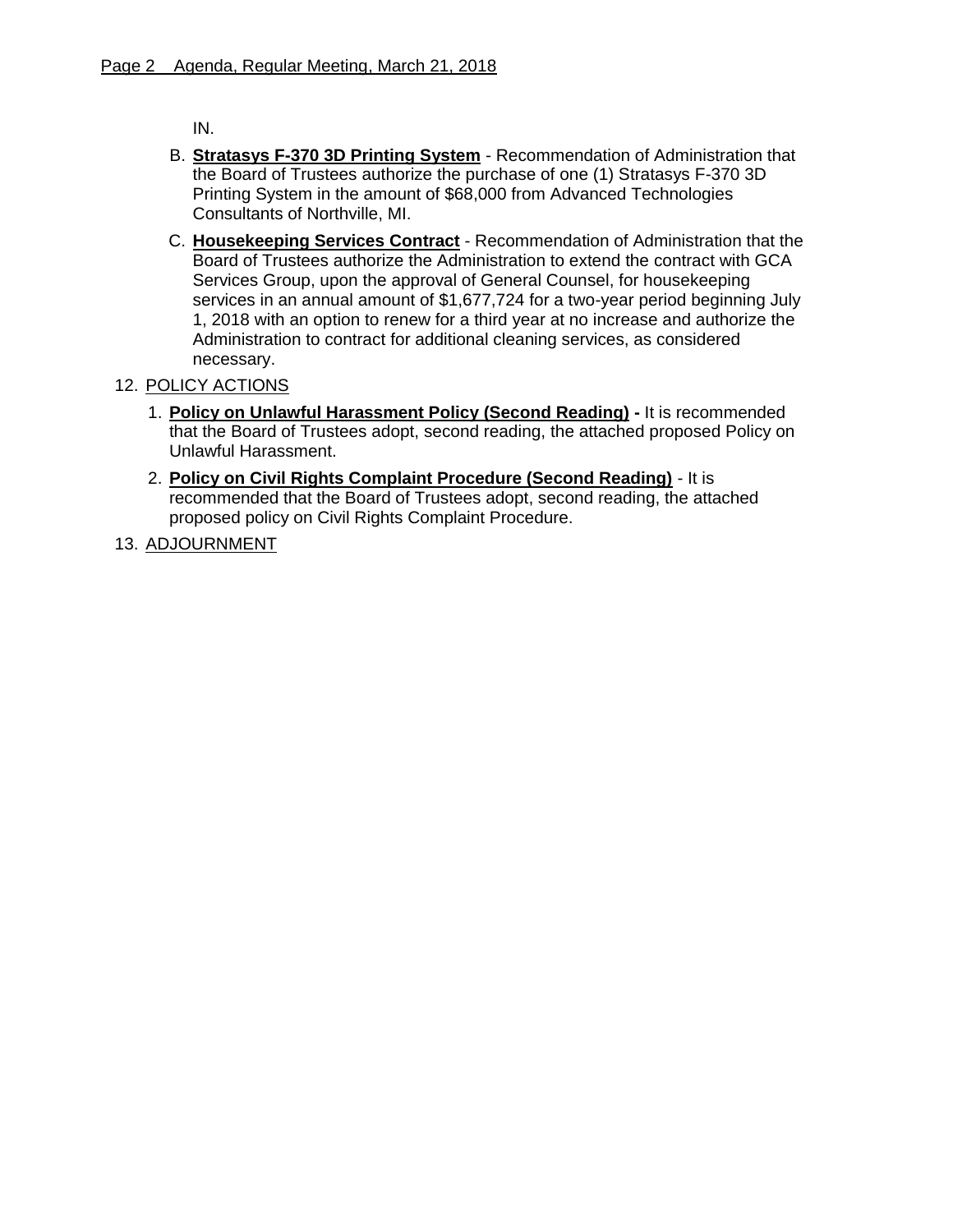IN.

B. **Stratasys F-370 3D Printing System** - Recommendation of Administration that the Board of Trustees authorize the purchase of one (1) Stratasys F-370 3D Printing System in the amount of $68,000 from Advanced Technologies Consultants of Northville, MI.

C. **Housekeeping Services Contract** - Recommendation of Administration that the Board of Trustees authorize the Administration to extend the contract with GCA Services Group, upon the approval of General Counsel, for housekeeping services in an annual amount of $1,677,724 for a two-year period beginning July 1, 2018 with an option to renew for a third year at no increase and authorize the Administration to contract for additional cleaning services, as considered necessary.

12. POLICY ACTIONS

1. **Policy on Unlawful Harassment Policy (Second Reading) -** It is recommended that the Board of Trustees adopt, second reading, the attached proposed Policy on Unlawful Harassment.

2. **Policy on Civil Rights Complaint Procedure (Second Reading)** - It is recommended that the Board of Trustees adopt, second reading, the attached proposed policy on Civil Rights Complaint Procedure.

13. ADJOURNMENT